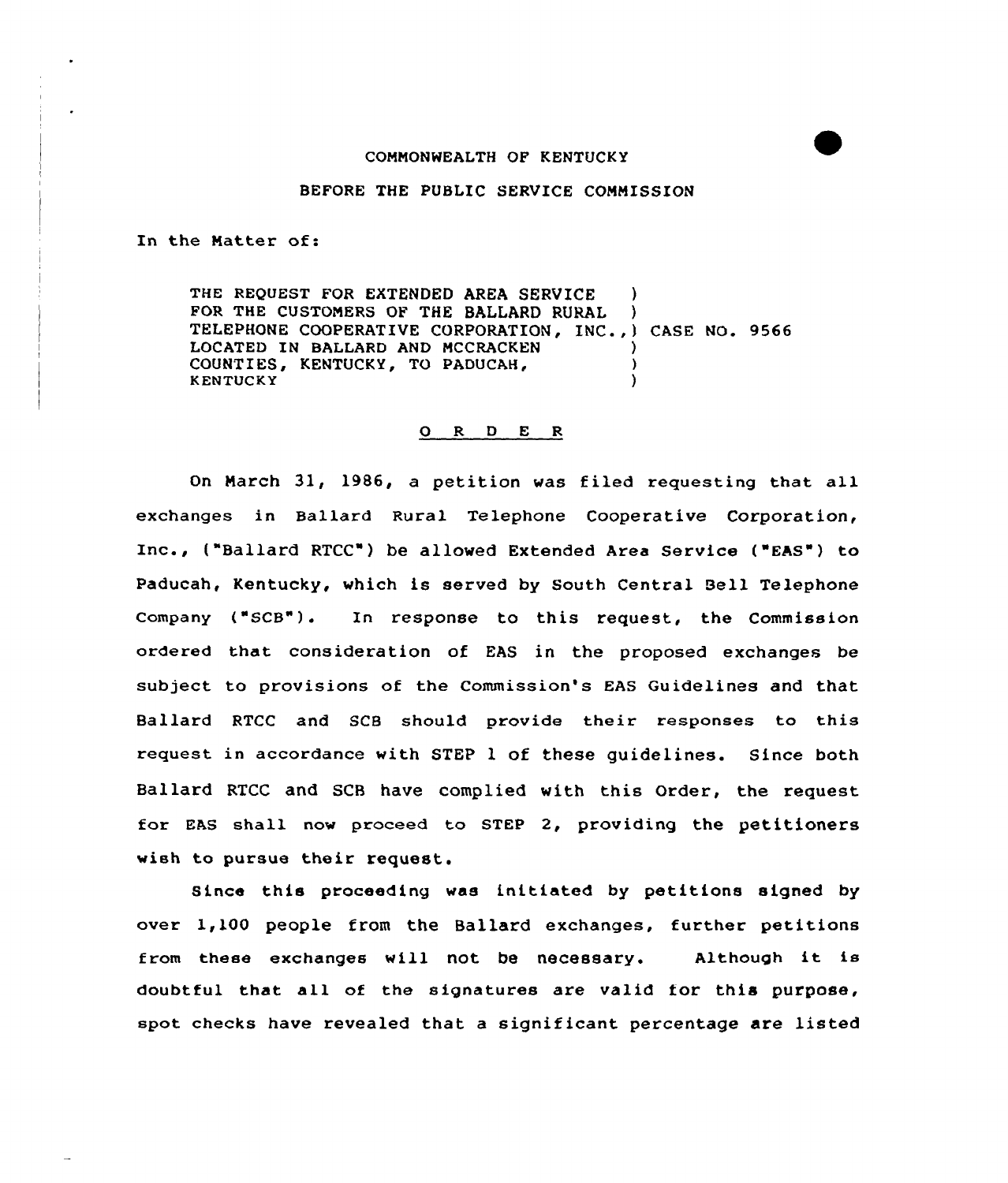COMMONWEALTH OF KENTUCKY

BEFORE THE PUBLIC SERVICE COMMISSION

In the Matter of:

THE REQUEST FOR EXTENDED AREA SERVICE FOR THE CUSTOMERS OF THE BALLARD RURAL TELEPHONE COOPERATIVE CORPORATION, INC., LOCATED IN BALLARD AND MCCRACKEN COUNTIES, KENTUCKY, TO PADUCAH, KENTUCKY ) CASE NO. 9566

O R D E R

On March 31, 1986, a petition was filed requesting that all exchanges in Ballard Rural Telephone Cooperative Corporation, Inc., ("Ballard RTCC") be allowed Extended Area Service ("EAS") to Paducah, Kentucky, which is served by South Central Bell Telephone Company ("SCB"). In response to this request, the Commission ordered that consideration of EAS in the proposed exchanges be subject to provisions of the Commission's EAS Guidelines and that Ballard RTCC and SCB should provide their responses to this request in accordance with STEP 1 of these guidelines. Since both Ballard RTCC and SCB have complied with this Order, the request for EAS shall now proceed to STEP 2, providing the petitioners wish to pursue their request.

Since this proceeding was initiated by petitions signed by over 1,100 people from the Ballard exchanges, further petitions from these exchanges will not be necessary. Although it is doubtful that all of the signatures are valid for this purpose, spot checks have revealed that a significant percentage are listed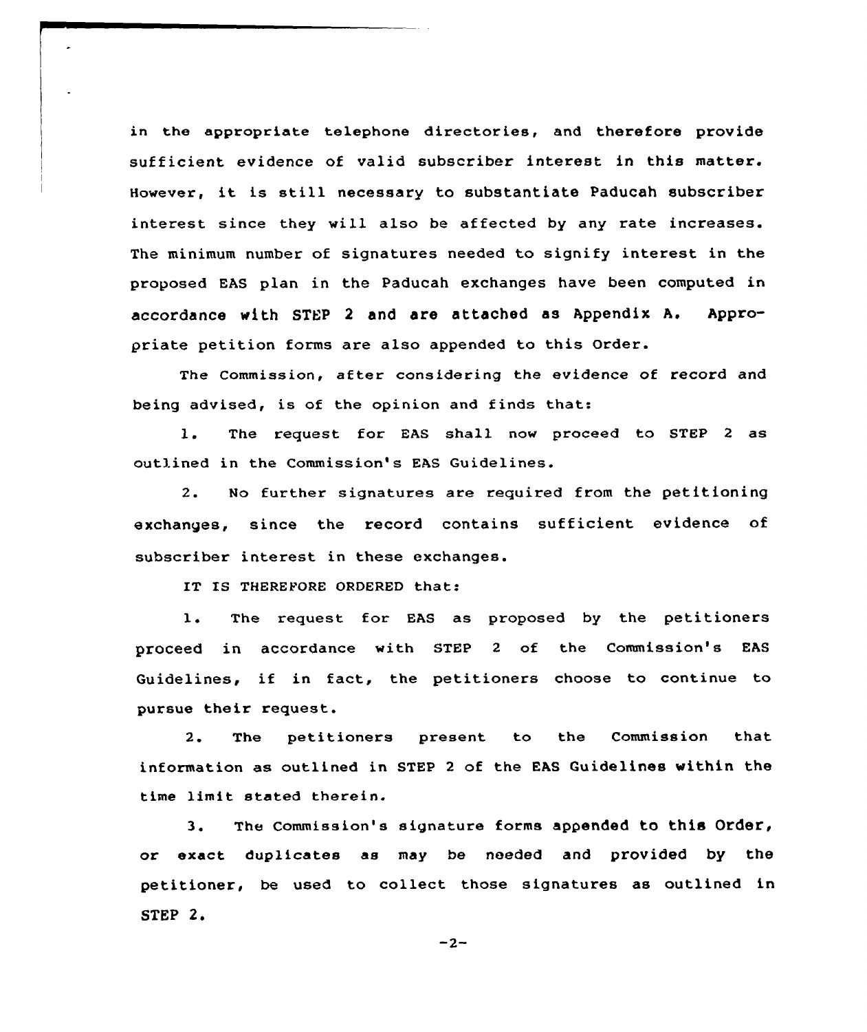in the appropriate telephone directories, and therefore provide sufficient evidence of valid subscriber interest in this matter. However, it is still necessary to substantiate Paducah subscriber interest since they will also be affected by any rate increases. The minimum number of signatures needed to signify interest in the proposed EAS plan in the Paducah exchanges have been computed in accordance with STEP 2 and are attached as Appendix A. Appropriate petition forms are also appended to this Order.

The Commission, after considering the evidence of record and being advised, is of the opinion and finds that:

1. The request for EAS shall now proceed to STEP 2 as outlined in the Commission's EAS Guidelines.

2. No further signatures are required from the petitioning exchanges, since the record contains sufficient evidence of subscriber interest in these exchanges.

IT IS THEREFORE ORDERED that:

1. The request for EAS as proposed by the petitioners proceed in accordance with STEP 2 of the Commission's EAS Guidelines, if in fact, the petitioners choose to continue to pursue their request.

2. The petitioners present to the Commission that information as outlined in STEP 2 of the EAS Guidelines within the time limit stated therein.

3. The Commission's signature forms appended to this Order, or exact duplicates as may be needed and provided by the petitioner, be used to collect those signatures as outlined in STEP 2.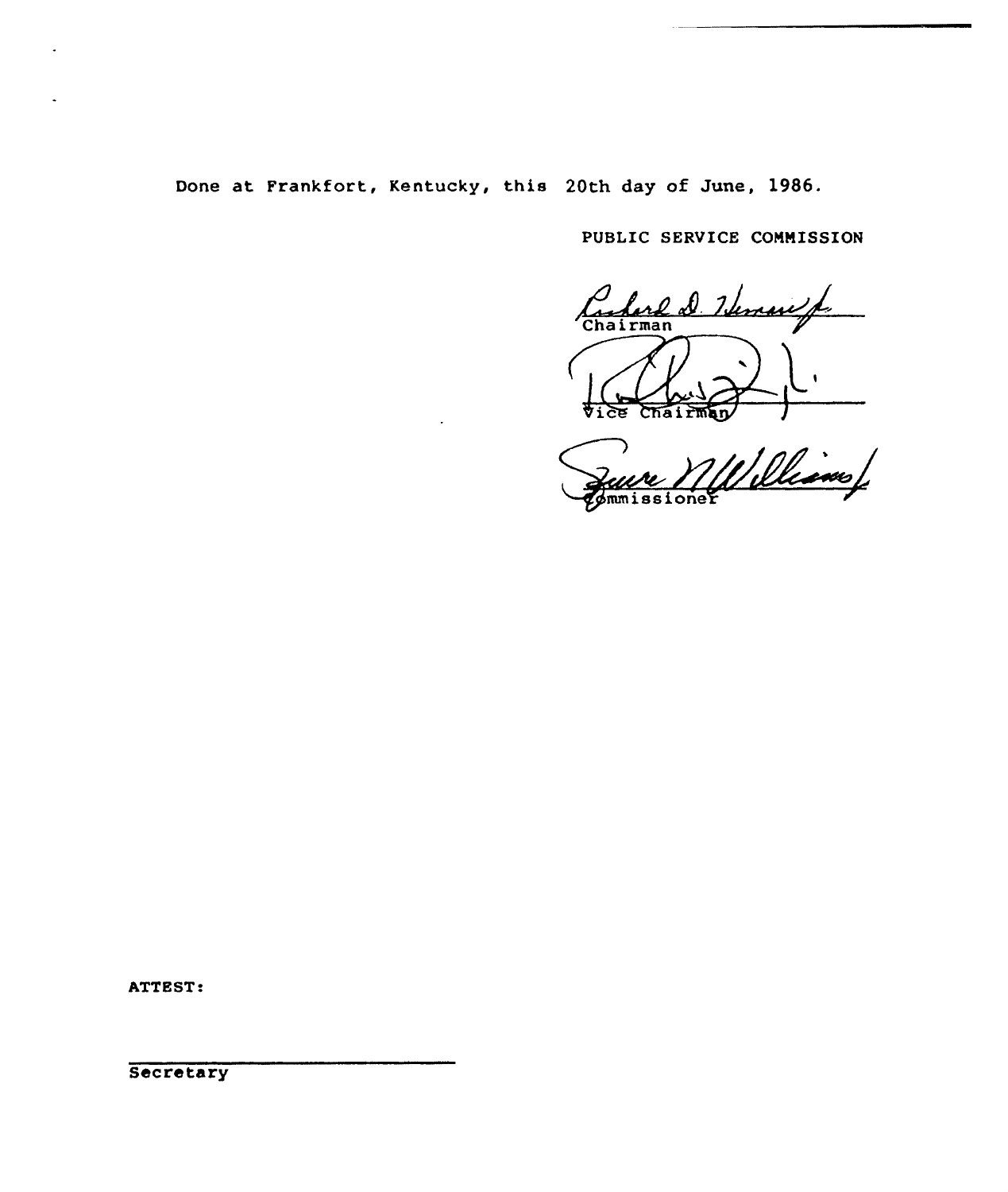Done at Frankfort, Kentucky, this 20th day of June, 1986.

PUBLIC SERVICE COMMISSION

Chairman

Vice Chairman

Commissioner

ATTEST:

Secretary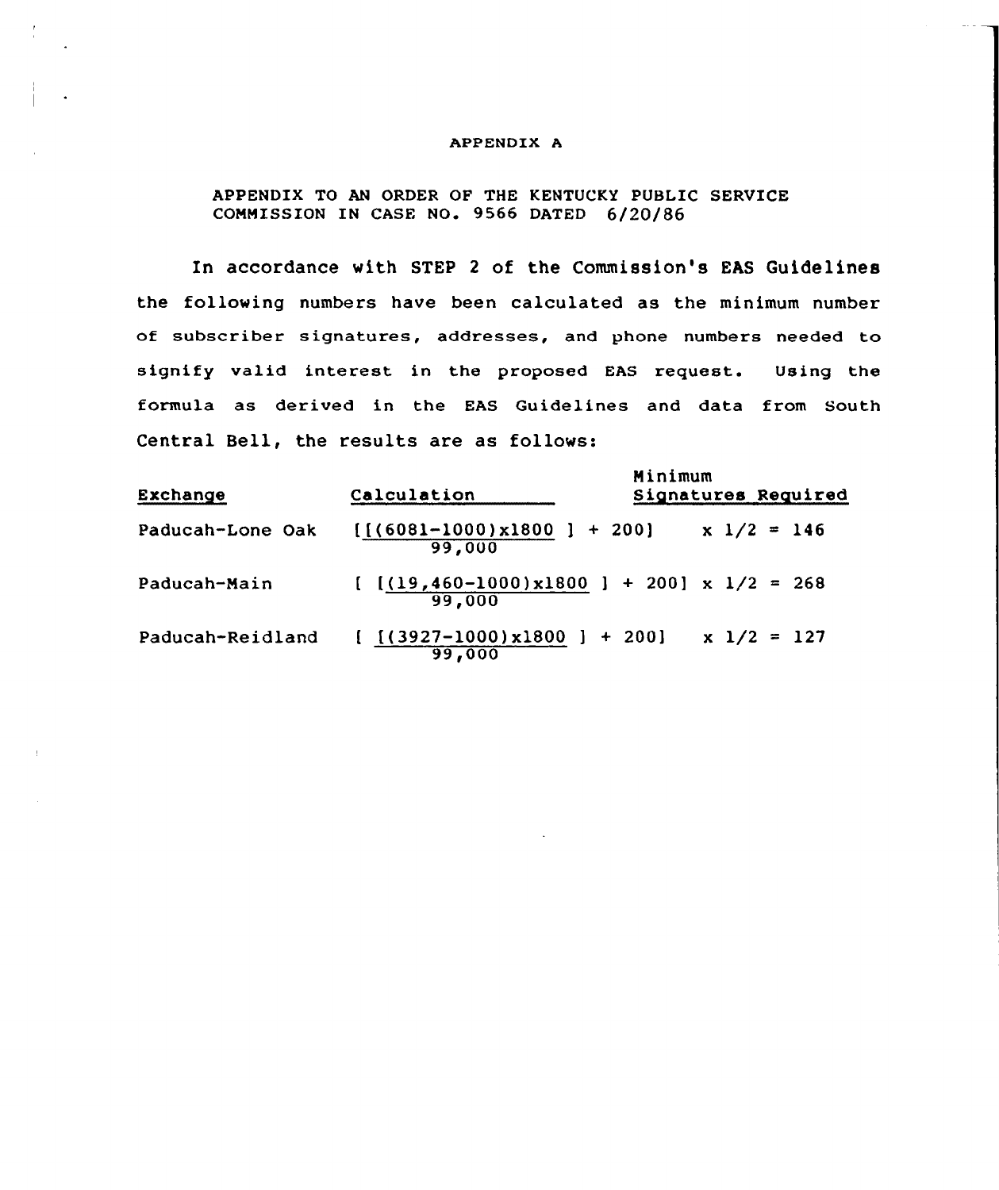APPENDIX A

APPENDIX TO AN ORDER OF THE KENTUCKY PUBLIC SERVICE COMMISSION IN CASE NO. 9566 DATED 6/20/86

In accordance with STEP 2 of the Commission's EAS Guidelines the following numbers have been calculated as the minimum number of subscriber signatures, addresses, and phone numbers needed to signify valid interest in the proposed EAS request. Using the formula as derived in the EAS Guidelines and data from South Central Bell, the results are as follows:

| Exchange | Calculation | Minimum Signatures Required |
|---|---|---|
| Paducah-Lone Oak | $\left[\left[\frac{(6081-1000) \times 1800}{99{,}000}\right] + 200\right] \times 1/2$ | = 146 |
| Paducah-Main | $\left[\left[\frac{(19{,}460-1000) \times 1800}{99{,}000}\right] + 200\right] \times 1/2$ | = 268 |
| Paducah-Reidland | $\left[\left[\frac{(3927-1000) \times 1800}{99{,}000}\right] + 200\right] \times 1/2$ | = 127 |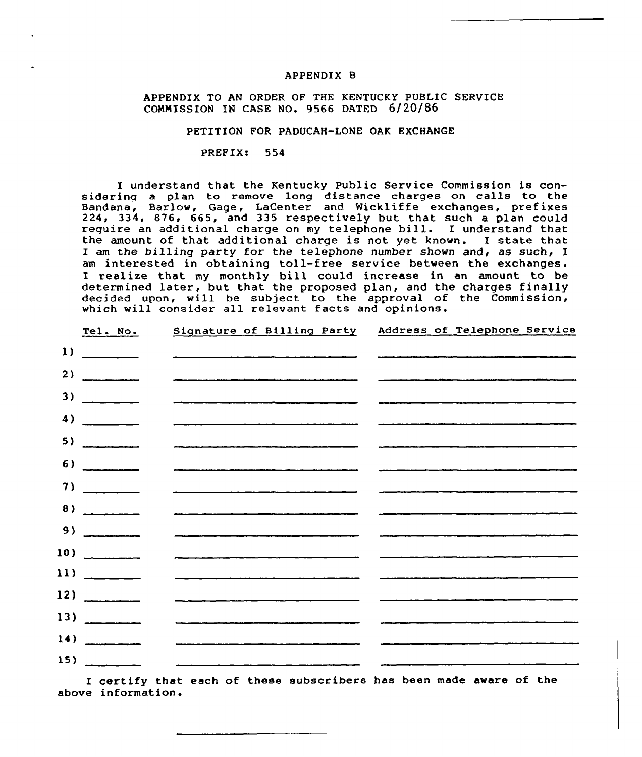APPENDIX B

APPENDIX TO AN ORDER OF THE KENTUCKY PUBLIC SERVICE COMMISSION IN CASE NO. 9566 DATED 6/20/86

PETITION FOR PADUCAH-LONE OAK EXCHANGE

PREFIX: 554

I understand that the Kentucky Public Service Commission is considering a plan to remove long distance charges on calls to the Bandana, Barlow, Gage, LaCenter and Wickliffe exchanges, prefixes 224, 334, 876, 665, and 335 respectively but that such a plan could require an additional charge on my telephone bill. I understand that the amount of that additional charge is not yet known. I state that I am the billing party for the telephone number shown and, as such, I am interested in obtaining toll-free service between the exchanges. I realize that my monthly bill could increase in an amount to be determined later, but that the proposed plan, and the charges finally decided upon, will be subject to the approval of the Commission, which will consider all relevant facts and opinions.

| | Tel. No. | Signature of Billing Party | Address of Telephone Service |
|---|---|---|---|
| 1) | | | |
| 2) | | | |
| 3) | | | |
| 4) | | | |
| 5) | | | |
| 6) | | | |
| 7) | | | |
| 8) | | | |
| 9) | | | |
| 10) | | | |
| 11) | | | |
| 12) | | | |
| 13) | | | |
| 14) | | | |
| 15) | | | |

I certify that each of these subscribers has been made aware of the above information.

\_\_\_\_\_\_\_\_\_\_\_\_\_\_\_\_\_\_\_\_\_\_\_\_\_\_\_\_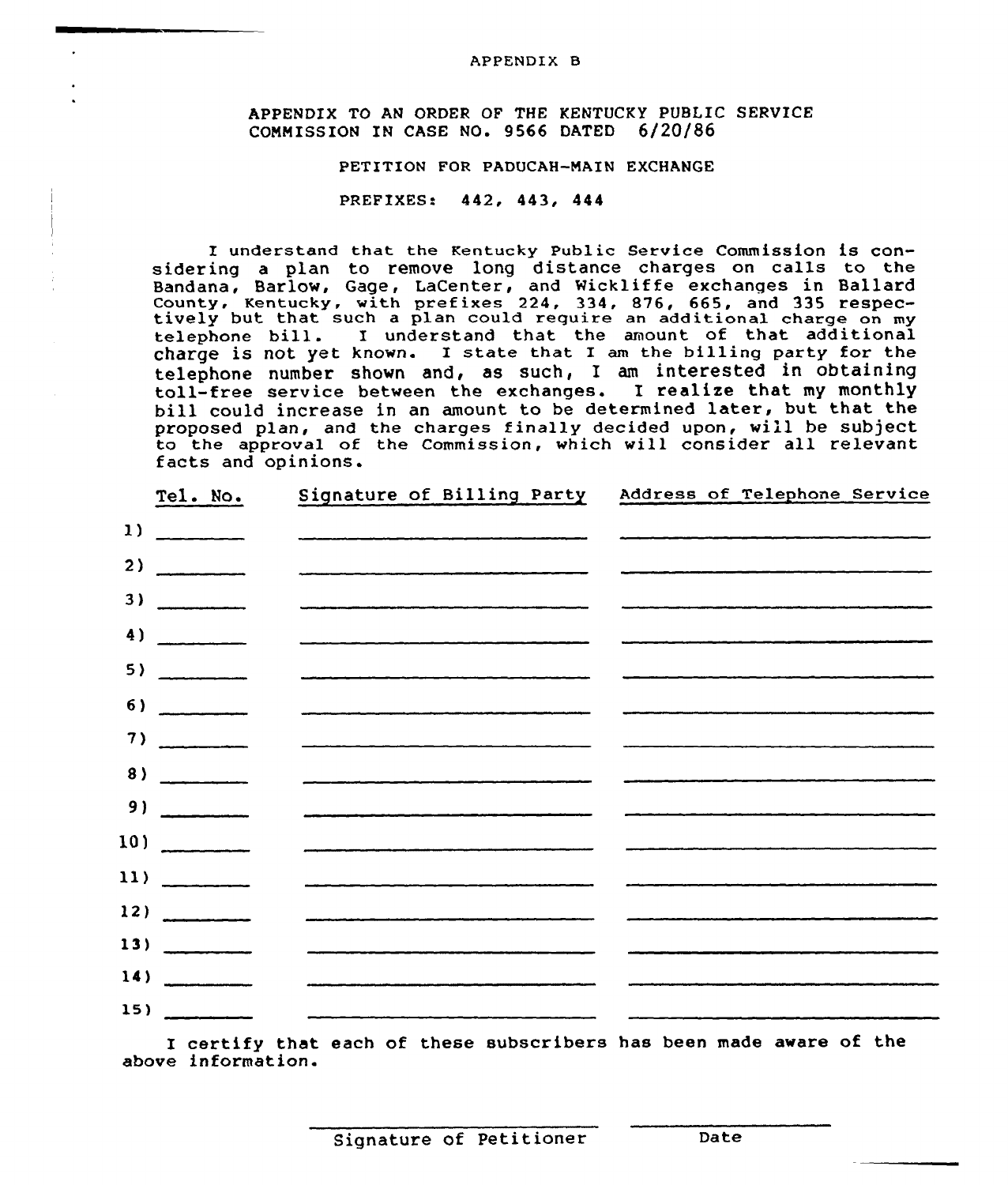APPENDIX B

APPENDIX TO AN ORDER OF THE KENTUCKY PUBLIC SERVICE COMMISSION IN CASE NO. 9566 DATED 6/20/86

PETITION FOR PADUCAH-MAIN EXCHANGE

PREFIXES: 442, 443, 444

I understand that the Kentucky Public Service Commission is considering a plan to remove long distance charges on calls to the Bandana, Barlow, Gage, LaCenter, and Wickliffe exchanges in Ballard County, Kentucky, with prefixes 224, 334, 876, 665, and 335 respectively but that such a plan could require an additional charge on my telephone bill. I understand that the amount of that additional charge is not yet known. I state that I am the billing party for the telephone number shown and, as such, I am interested in obtaining toll-free service between the exchanges. I realize that my monthly bill could increase in an amount to be determined later, but that the proposed plan, and the charges finally decided upon, will be subject to the approval of the Commission, which will consider all relevant facts and opinions.

| | Tel. No. | Signature of Billing Party | Address of Telephone Service |
|---|---|---|---|
| 1) | | | |
| 2) | | | |
| 3) | | | |
| 4) | | | |
| 5) | | | |
| 6) | | | |
| 7) | | | |
| 8) | | | |
| 9) | | | |
| 10) | | | |
| 11) | | | |
| 12) | | | |
| 13) | | | |
| 14) | | | |
| 15) | | | |

I certify that each of these subscribers has been made aware of the above information.

Signature of Petitioner ____________________ Date ____________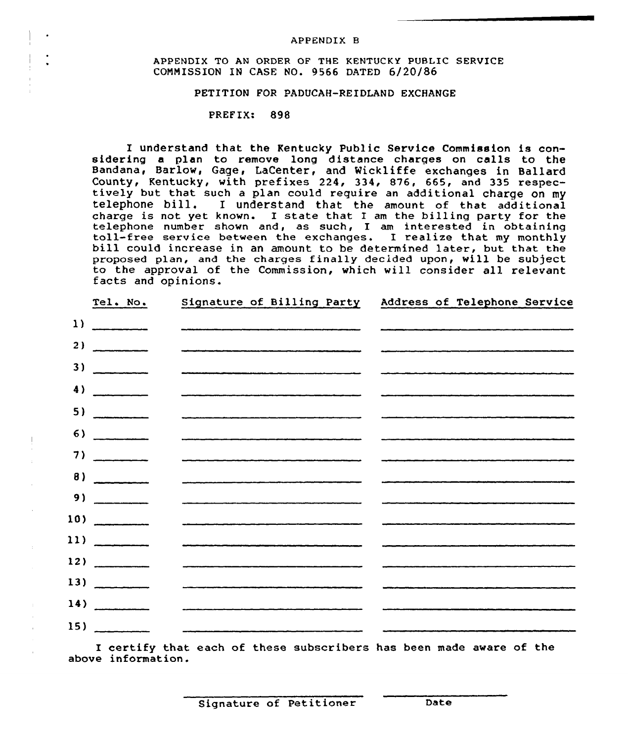APPENDIX B

APPENDIX TO AN ORDER OF THE KENTUCKY PUBLIC SERVICE COMMISSION IN CASE NO. 9566 DATED 6/20/86

PETITION FOR PADUCAH-REIDLAND EXCHANGE

PREFIX: 898

I understand that the Kentucky Public Service Commission is considering a plan to remove long distance charges on calls to the Bandana, Barlow, Gage, LaCenter, and Wickliffe exchanges in Ballard County, Kentucky, with prefixes 224, 334, 876, 665, and 335 respectively but that such a plan could require an additional charge on my telephone bill. I understand that the amount of that additional charge is not yet known. I state that I am the billing party for the telephone number shown and, as such, I am interested in obtaining toll-free service between the exchanges. I realize that my monthly bill could increase in an amount to be determined later, but that the proposed plan, and the charges finally decided upon, will be subject to the approval of the Commission, which will consider all relevant facts and opinions.

| | Tel. No. | Signature of Billing Party | Address of Telephone Service |
|---|---|---|---|
| 1) | | | |
| 2) | | | |
| 3) | | | |
| 4) | | | |
| 5) | | | |
| 6) | | | |
| 7) | | | |
| 8) | | | |
| 9) | | | |
| 10) | | | |
| 11) | | | |
| 12) | | | |
| 13) | | | |
| 14) | | | |
| 15) | | | |

I certify that each of these subscribers has been made aware of the above information.

Signature of Petitioner

Date